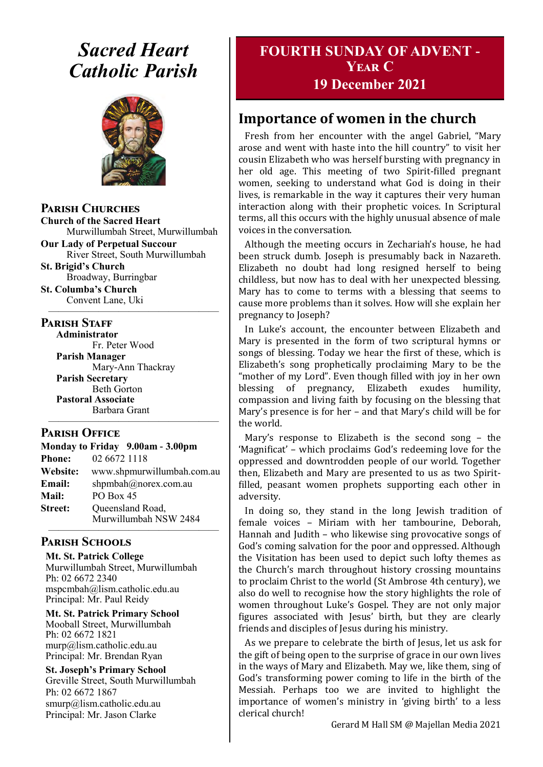# Sacred Heart Catholic Parish

## Parish Churches

**Church of the Sacred Heart**
Murwillumbah Street, Murwillumbah

**Our Lady of Perpetual Succour**
River Street, South Murwillumbah

**St. Brigid's Church**
Broadway, Burringbar

**St. Columba's Church**
Convent Lane, Uki

## Parish Staff

**Administrator**
Fr. Peter Wood

**Parish Manager**
Mary-Ann Thackray

**Parish Secretary**
Beth Gorton

**Pastoral Associate**
Barbara Grant

## Parish Office

**Monday to Friday 9.00am - 3.00pm**

**Phone:** 02 6672 1118
**Website:** www.shpmurwillumbah.com.au
**Email:** shpmbah@norex.com.au
**Mail:** PO Box 45
**Street:** Queensland Road, Murwillumbah NSW 2484

## Parish Schools

**Mt. St. Patrick College**
Murwillumbah Street, Murwillumbah
Ph: 02 6672 2340
mspcmbah@lism.catholic.edu.au
Principal: Mr. Paul Reidy

**Mt. St. Patrick Primary School**
Mooball Street, Murwillumbah
Ph: 02 6672 1821
murp@lism.catholic.edu.au
Principal: Mr. Brendan Ryan

**St. Joseph's Primary School**
Greville Street, South Murwillumbah
Ph: 02 6672 1867
smurp@lism.catholic.edu.au
Principal: Mr. Jason Clarke

# FOURTH SUNDAY OF ADVENT - Year C
# 19 December 2021

## Importance of women in the church

Fresh from her encounter with the angel Gabriel, "Mary arose and went with haste into the hill country" to visit her cousin Elizabeth who was herself bursting with pregnancy in her old age. This meeting of two Spirit-filled pregnant women, seeking to understand what God is doing in their lives, is remarkable in the way it captures their very human interaction along with their prophetic voices. In Scriptural terms, all this occurs with the highly unusual absence of male voices in the conversation.

Although the meeting occurs in Zechariah's house, he had been struck dumb. Joseph is presumably back in Nazareth. Elizabeth no doubt had long resigned herself to being childless, but now has to deal with her unexpected blessing. Mary has to come to terms with a blessing that seems to cause more problems than it solves. How will she explain her pregnancy to Joseph?

In Luke's account, the encounter between Elizabeth and Mary is presented in the form of two scriptural hymns or songs of blessing. Today we hear the first of these, which is Elizabeth's song prophetically proclaiming Mary to be the "mother of my Lord". Even though filled with joy in her own blessing of pregnancy, Elizabeth exudes humility, compassion and living faith by focusing on the blessing that Mary's presence is for her – and that Mary's child will be for the world.

Mary's response to Elizabeth is the second song – the 'Magnificat' – which proclaims God's redeeming love for the oppressed and downtrodden people of our world. Together then, Elizabeth and Mary are presented to us as two Spirit-filled, peasant women prophets supporting each other in adversity.

In doing so, they stand in the long Jewish tradition of female voices – Miriam with her tambourine, Deborah, Hannah and Judith – who likewise sing provocative songs of God's coming salvation for the poor and oppressed. Although the Visitation has been used to depict such lofty themes as the Church's march throughout history crossing mountains to proclaim Christ to the world (St Ambrose 4th century), we also do well to recognise how the story highlights the role of women throughout Luke's Gospel. They are not only major figures associated with Jesus' birth, but they are clearly friends and disciples of Jesus during his ministry.

As we prepare to celebrate the birth of Jesus, let us ask for the gift of being open to the surprise of grace in our own lives in the ways of Mary and Elizabeth. May we, like them, sing of God's transforming power coming to life in the birth of the Messiah. Perhaps too we are invited to highlight the importance of women's ministry in 'giving birth' to a less clerical church!

Gerard M Hall SM @ Majellan Media 2021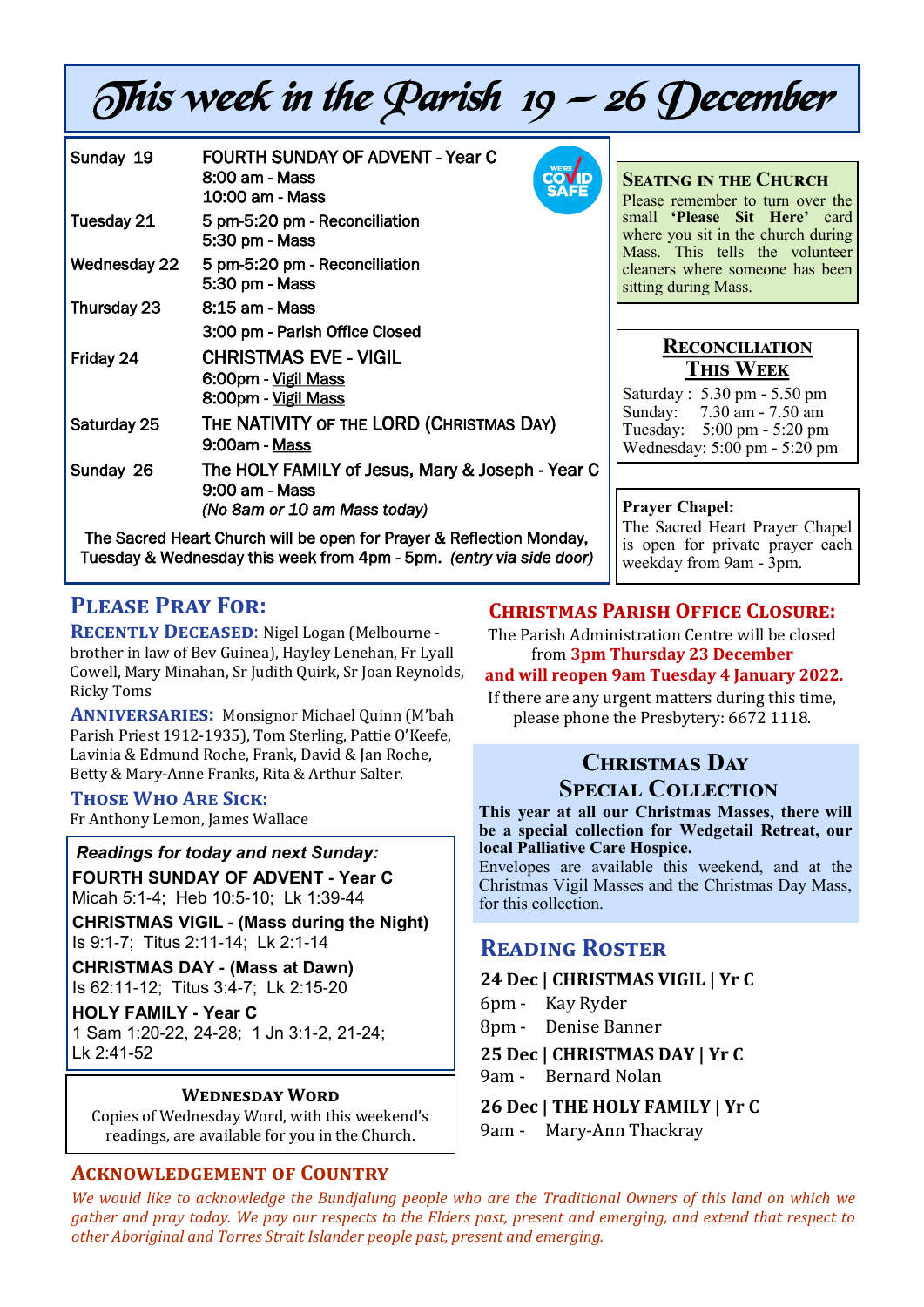# This week in the Parish 19 – 26 December

| | |
|---|---|
| Sunday 19 | FOURTH SUNDAY OF ADVENT - Year C<br>8:00 am - Mass<br>10:00 am - Mass |
| Tuesday 21 | 5 pm-5:20 pm - Reconciliation<br>5:30 pm - Mass |
| Wednesday 22 | 5 pm-5:20 pm - Reconciliation<br>5:30 pm - Mass |
| Thursday 23 | 8:15 am - Mass<br>3:00 pm - Parish Office Closed |
| Friday 24 | CHRISTMAS EVE - VIGIL<br>6:00pm - Vigil Mass<br>8:00pm - Vigil Mass |
| Saturday 25 | THE NATIVITY OF THE LORD (CHRISTMAS DAY)<br>9:00am - Mass |
| Sunday 26 | The HOLY FAMILY of Jesus, Mary & Joseph - Year C<br>9:00 am - Mass<br>*(No 8am or 10 am Mass today)* |

The Sacred Heart Church will be open for Prayer & Reflection Monday, Tuesday & Wednesday this week from 4pm - 5pm. *(entry via side door)*

### Seating in the Church

Please remember to turn over the small **'Please Sit Here'** card where you sit in the church during Mass. This tells the volunteer cleaners where someone has been sitting during Mass.

### Reconciliation This Week

Saturday : 5.30 pm - 5.50 pm
Sunday: 7.30 am - 7.50 am
Tuesday: 5:00 pm - 5:20 pm
Wednesday: 5:00 pm - 5:20 pm

**Prayer Chapel:**
The Sacred Heart Prayer Chapel is open for private prayer each weekday from 9am - 3pm.

## Please Pray For:

**Recently Deceased**: Nigel Logan (Melbourne - brother in law of Bev Guinea), Hayley Lenehan, Fr Lyall Cowell, Mary Minahan, Sr Judith Quirk, Sr Joan Reynolds, Ricky Toms

**Anniversaries:** Monsignor Michael Quinn (M'bah Parish Priest 1912-1935), Tom Sterling, Pattie O'Keefe, Lavinia & Edmund Roche, Frank, David & Jan Roche, Betty & Mary-Anne Franks, Rita & Arthur Salter.

**Those Who Are Sick:**
Fr Anthony Lemon, James Wallace

***Readings for today and next Sunday:***

**FOURTH SUNDAY OF ADVENT - Year C**
Micah 5:1-4; Heb 10:5-10; Lk 1:39-44

**CHRISTMAS VIGIL - (Mass during the Night)**
Is 9:1-7; Titus 2:11-14; Lk 2:1-14

**CHRISTMAS DAY - (Mass at Dawn)**
Is 62:11-12; Titus 3:4-7; Lk 2:15-20

**HOLY FAMILY - Year C**
1 Sam 1:20-22, 24-28; 1 Jn 3:1-2, 21-24; Lk 2:41-52

### Wednesday Word

Copies of Wednesday Word, with this weekend's readings, are available for you in the Church.

## Christmas Parish Office Closure:

The Parish Administration Centre will be closed from **3pm Thursday 23 December and will reopen 9am Tuesday 4 January 2022.**
If there are any urgent matters during this time, please phone the Presbytery: 6672 1118.

## Christmas Day Special Collection

**This year at all our Christmas Masses, there will be a special collection for Wedgetail Retreat, our local Palliative Care Hospice.**
Envelopes are available this weekend, and at the Christmas Vigil Masses and the Christmas Day Mass, for this collection.

## Reading Roster

**24 Dec | CHRISTMAS VIGIL | Yr C**
6pm - Kay Ryder
8pm - Denise Banner

**25 Dec | CHRISTMAS DAY | Yr C**
9am - Bernard Nolan

**26 Dec | THE HOLY FAMILY | Yr C**
9am - Mary-Ann Thackray

## Acknowledgement of Country

*We would like to acknowledge the Bundjalung people who are the Traditional Owners of this land on which we gather and pray today. We pay our respects to the Elders past, present and emerging, and extend that respect to other Aboriginal and Torres Strait Islander people past, present and emerging.*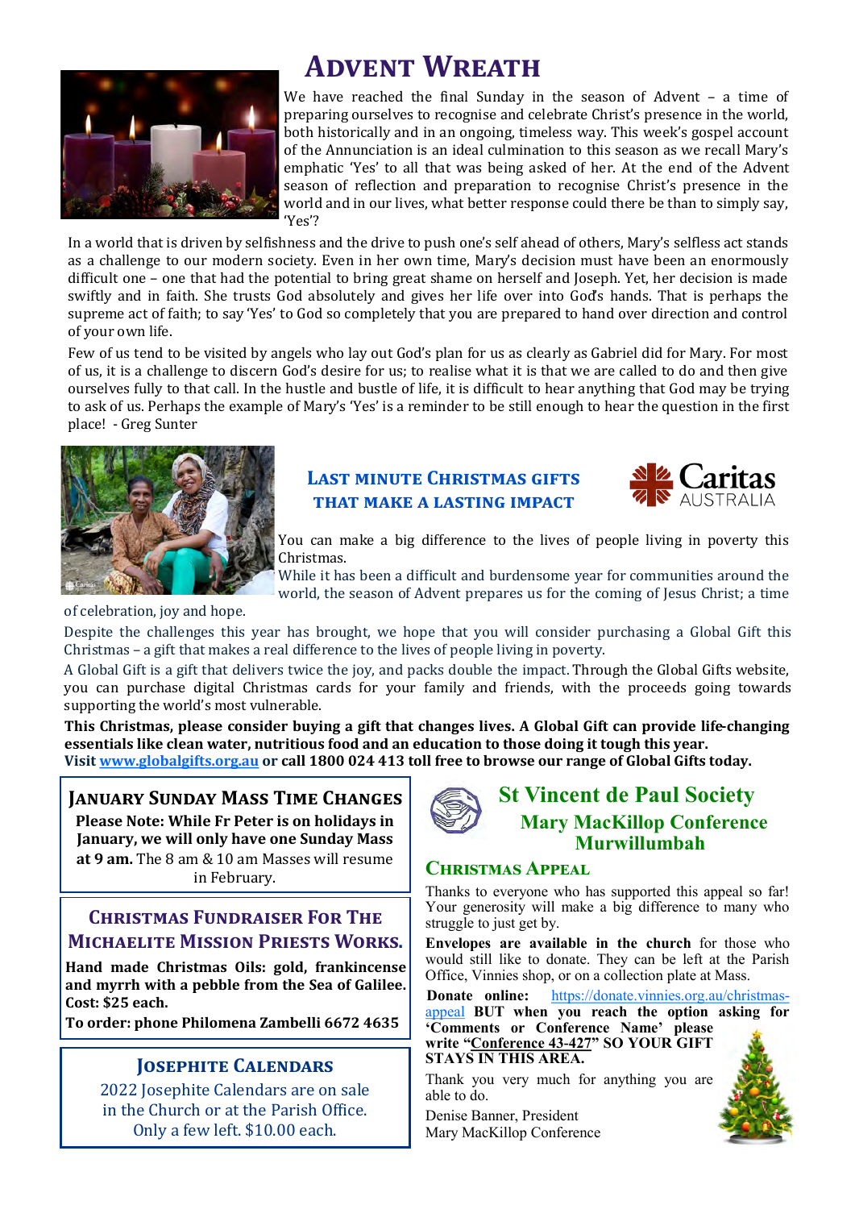# Advent Wreath

We have reached the final Sunday in the season of Advent – a time of preparing ourselves to recognise and celebrate Christ's presence in the world, both historically and in an ongoing, timeless way. This week's gospel account of the Annunciation is an ideal culmination to this season as we recall Mary's emphatic 'Yes' to all that was being asked of her. At the end of the Advent season of reflection and preparation to recognise Christ's presence in the world and in our lives, what better response could there be than to simply say, 'Yes'?

In a world that is driven by selfishness and the drive to push one's self ahead of others, Mary's selfless act stands as a challenge to our modern society. Even in her own time, Mary's decision must have been an enormously difficult one – one that had the potential to bring great shame on herself and Joseph. Yet, her decision is made swiftly and in faith. She trusts God absolutely and gives her life over into God's hands. That is perhaps the supreme act of faith; to say 'Yes' to God so completely that you are prepared to hand over direction and control of your own life.

Few of us tend to be visited by angels who lay out God's plan for us as clearly as Gabriel did for Mary. For most of us, it is a challenge to discern God's desire for us; to realise what it is that we are called to do and then give ourselves fully to that call. In the hustle and bustle of life, it is difficult to hear anything that God may be trying to ask of us. Perhaps the example of Mary's 'Yes' is a reminder to be still enough to hear the question in the first place! - Greg Sunter

## Last minute Christmas gifts that make a lasting impact

Caritas AUSTRALIA

You can make a big difference to the lives of people living in poverty this Christmas.

While it has been a difficult and burdensome year for communities around the world, the season of Advent prepares us for the coming of Jesus Christ; a time of celebration, joy and hope.

Despite the challenges this year has brought, we hope that you will consider purchasing a Global Gift this Christmas – a gift that makes a real difference to the lives of people living in poverty.

A Global Gift is a gift that delivers twice the joy, and packs double the impact. Through the Global Gifts website, you can purchase digital Christmas cards for your family and friends, with the proceeds going towards supporting the world's most vulnerable.

**This Christmas, please consider buying a gift that changes lives. A Global Gift can provide life-changing essentials like clean water, nutritious food and an education to those doing it tough this year.**
**Visit www.globalgifts.org.au or call 1800 024 413 toll free to browse our range of Global Gifts today.**

## January Sunday Mass Time Changes

**Please Note: While Fr Peter is on holidays in January, we will only have one Sunday Mass at 9 am.** The 8 am & 10 am Masses will resume in February.

## Christmas Fundraiser For The Michaelite Mission Priests Works.

**Hand made Christmas Oils: gold, frankincense and myrrh with a pebble from the Sea of Galilee. Cost: $25 each.**

**To order: phone Philomena Zambelli 6672 4635**

## Josephite Calendars

2022 Josephite Calendars are on sale in the Church or at the Parish Office. Only a few left. $10.00 each.

## St Vincent de Paul Society
### Mary MacKillop Conference Murwillumbah

### Christmas Appeal

Thanks to everyone who has supported this appeal so far! Your generosity will make a big difference to many who struggle to just get by.

**Envelopes are available in the church** for those who would still like to donate. They can be left at the Parish Office, Vinnies shop, or on a collection plate at Mass.

**Donate online:** https://donate.vinnies.org.au/christmas-appeal **BUT when you reach the option asking for 'Comments or Conference Name' please write "Conference 43-427" SO YOUR GIFT STAYS IN THIS AREA.**

Thank you very much for anything you are able to do.

Denise Banner, President
Mary MacKillop Conference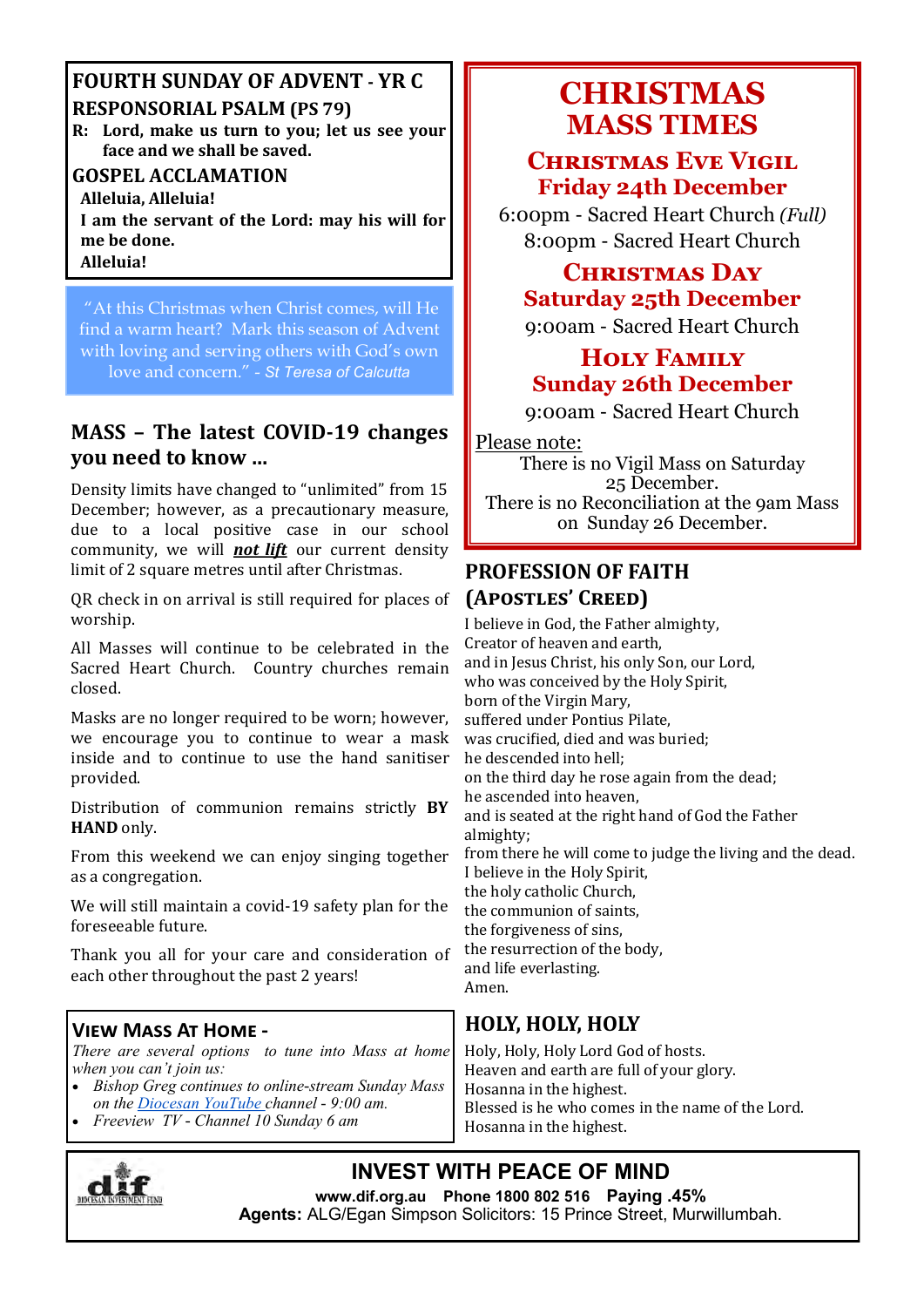## FOURTH SUNDAY OF ADVENT - YR C

**RESPONSORIAL PSALM (PS 79)**

**R: Lord, make us turn to you; let us see your face and we shall be saved.**

**GOSPEL ACCLAMATION**

**Alleluia, Alleluia!**
**I am the servant of the Lord: may his will for me be done.**
**Alleluia!**

"At this Christmas when Christ comes, will He find a warm heart? Mark this season of Advent with loving and serving others with God's own love and concern." - *St Teresa of Calcutta*

## MASS – The latest COVID-19 changes you need to know ...

Density limits have changed to "unlimited" from 15 December; however, as a precautionary measure, due to a local positive case in our school community, we will ***not lift*** our current density limit of 2 square metres until after Christmas.

QR check in on arrival is still required for places of worship.

All Masses will continue to be celebrated in the Sacred Heart Church. Country churches remain closed.

Masks are no longer required to be worn; however, we encourage you to continue to wear a mask inside and to continue to use the hand sanitiser provided.

Distribution of communion remains strictly **BY HAND** only.

From this weekend we can enjoy singing together as a congregation.

We will still maintain a covid-19 safety plan for the foreseeable future.

Thank you all for your care and consideration of each other throughout the past 2 years!

## View Mass At Home -

*There are several options to tune into Mass at home when you can't join us:*

- *Bishop Greg continues to online-stream Sunday Mass on the Diocesan YouTube channel - 9:00 am.*
- *Freeview TV - Channel 10 Sunday 6 am*

# CHRISTMAS MASS TIMES

## Christmas Eve Vigil
**Friday 24th December**

6:00pm - Sacred Heart Church *(Full)*
8:00pm - Sacred Heart Church

## Christmas Day
**Saturday 25th December**

9:00am - Sacred Heart Church

## Holy Family
**Sunday 26th December**

9:00am - Sacred Heart Church

Please note:
There is no Vigil Mass on Saturday 25 December.
There is no Reconciliation at the 9am Mass on Sunday 26 December.

## PROFESSION OF FAITH (Apostles' Creed)

I believe in God, the Father almighty,
Creator of heaven and earth,
and in Jesus Christ, his only Son, our Lord,
who was conceived by the Holy Spirit,
born of the Virgin Mary,
suffered under Pontius Pilate,
was crucified, died and was buried;
he descended into hell;
on the third day he rose again from the dead;
he ascended into heaven,
and is seated at the right hand of God the Father almighty;
from there he will come to judge the living and the dead.
I believe in the Holy Spirit,
the holy catholic Church,
the communion of saints,
the forgiveness of sins,
the resurrection of the body,
and life everlasting.
Amen.

## HOLY, HOLY, HOLY

Holy, Holy, Holy Lord God of hosts.
Heaven and earth are full of your glory.
Hosanna in the highest.
Blessed is he who comes in the name of the Lord.
Hosanna in the highest.

dif DIOCESAN INVESTMENT FUND

## INVEST WITH PEACE OF MIND

**www.dif.org.au Phone 1800 802 516 Paying .45%**

**Agents:** ALG/Egan Simpson Solicitors: 15 Prince Street, Murwillumbah.